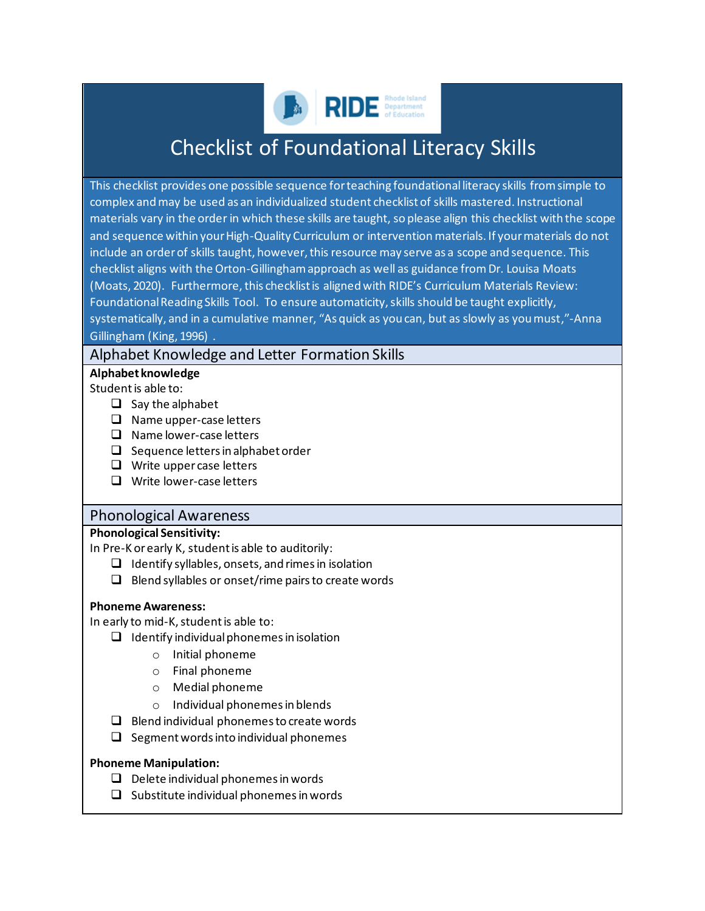# Checklist of Foundational Literacy Skills

This checklist provides one possible sequence for teaching foundational literacy skills from simple to complex and may be used as an individualized student checklist of skills mastered. Instructional materials vary in the order in which these skills are taught, so please align this checklist with the scope and sequence within your High-Quality Curriculum or intervention materials. If your materials do not include an order of skills taught, however, this resource may serve as a scope and sequence. This checklist aligns with the Orton-Gillingham approach as well as guidance from Dr. Louisa Moats (Moats, 2020). Furthermore, this checklist is aligned with RIDE's Curriculum Materials Review: Foundational Reading Skills Tool. To ensure automaticity, skills should be taught explicitly, systematically, and in a cumulative manner, "As quick as you can, but as slowly as you must,"-Anna Gillingham (King, 1996) .

## Alphabet Knowledge and Letter Formation Skills

**Alphabet knowledge**

Student is able to:

- ❑ Say the alphabet
- ❑ Name upper-case letters
- ❑ Name lower-case letters
- ❑ Sequence letters in alphabet order
- ❑ Write upper case letters
- ❑ Write lower-case letters

## Phonological Awareness

**Phonological Sensitivity:**

In Pre-K or early K, student is able to auditorily:

- ❑ Identify syllables, onsets, and rimes in isolation
- ❑ Blend syllables or onset/rime pairs to create words

**Phoneme Awareness:**

In early to mid-K, student is able to:

- ❑ Identify individual phonemes in isolation
  - Initial phoneme
  - Final phoneme
  - Medial phoneme
  - Individual phonemes in blends
- ❑ Blend individual phonemes to create words
- ❑ Segment words into individual phonemes

**Phoneme Manipulation:**

- ❑ Delete individual phonemes in words
- ❑ Substitute individual phonemes in words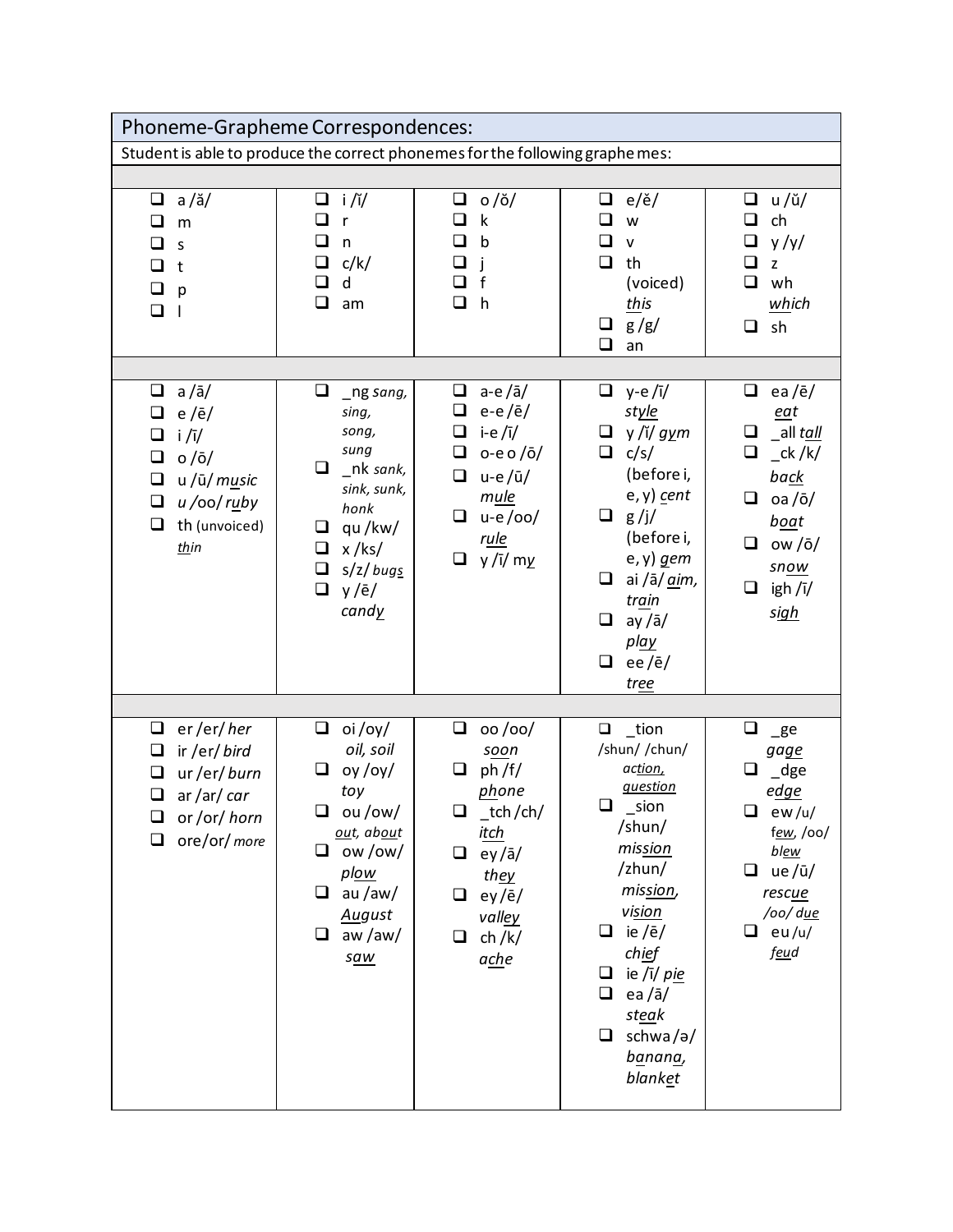| Phoneme-Grapheme Correspondences: | | | | |
|---|---|---|---|---|
| Student is able to produce the correct phonemes for the following graphemes: | | | | |
| | | | | |
| ❑ a /ă/<br>❑ m<br>❑ s<br>❑ t<br>❑ p<br>❑ l | ❑ i /ĭ/<br>❑ r<br>❑ n<br>❑ c/k/<br>❑ d<br>❑ am | ❑ o /ŏ/<br>❑ k<br>❑ b<br>❑ j<br>❑ f<br>❑ h | ❑ e/ĕ/<br>❑ w<br>❑ v<br>❑ th (voiced) *this*<br>❑ g /g/<br>❑ an | ❑ u /ŭ/<br>❑ ch<br>❑ y /y/<br>❑ z<br>❑ wh *which*<br>❑ sh |
| | | | | |
| ❑ a /ā/<br>❑ e /ē/<br>❑ i /ī/<br>❑ o /ō/<br>❑ u /ū/ *music*<br>❑ u /oo/ *ruby*<br>❑ th (unvoiced) *thin* | ❑ _ng *sang, sing, song, sung*<br>❑ _nk *sank, sink, sunk, honk*<br>❑ qu /kw/<br>❑ x /ks/<br>❑ s/z/ *bugs*<br>❑ y /ē/ *candy* | ❑ a-e /ā/<br>❑ e-e /ē/<br>❑ i-e /ī/<br>❑ o-e o /ō/<br>❑ u-e /ū/ *mule*<br>❑ u-e /oo/ *rule*<br>❑ y /ī/ my | ❑ y-e /ī/ *style*<br>❑ y /ĭ/ *gym*<br>❑ c/s/ (before i, e, y) *cent*<br>❑ g /j/ (before i, e, y) *gem*<br>❑ ai /ā/ *aim, train*<br>❑ ay /ā/ *play*<br>❑ ee /ē/ *tree* | ❑ ea /ē/ *eat*<br>❑ _all *tall*<br>❑ _ck /k/ *back*<br>❑ oa /ō/ *boat*<br>❑ ow /ō/ *snow*<br>❑ igh /ī/ *sigh* |
| | | | | |
| ❑ er /er/ *her*<br>❑ ir /er/ *bird*<br>❑ ur /er/ *burn*<br>❑ ar /ar/ *car*<br>❑ or /or/ *horn*<br>❑ ore/or/ *more* | ❑ oi /oy/ *oil, soil*<br>❑ oy /oy/ *toy*<br>❑ ou /ow/ *out, about*<br>❑ ow /ow/ *plow*<br>❑ au /aw/ *August*<br>❑ aw /aw/ *saw* | ❑ oo /oo/ *soon*<br>❑ ph /f/ *phone*<br>❑ _tch /ch/ *itch*<br>❑ ey /ā/ *they*<br>❑ ey /ē/ *valley*<br>❑ ch /k/ *ache* | ❑ _tion /shun/ /chun/ *action, question*<br>❑ _sion /shun/ *mission* /zhun/ *mission, vision*<br>❑ ie /ē/ *chief*<br>❑ ie /ī/ *pie*<br>❑ ea /ā/ *steak*<br>❑ schwa /ə/ *banana, blanket* | ❑ _ge *gage*<br>❑ _dge *edge*<br>❑ ew /u/ *few*, /oo/ *blew*<br>❑ ue /ū/ *rescue* /oo/ *due*<br>❑ eu /u/ *feud* |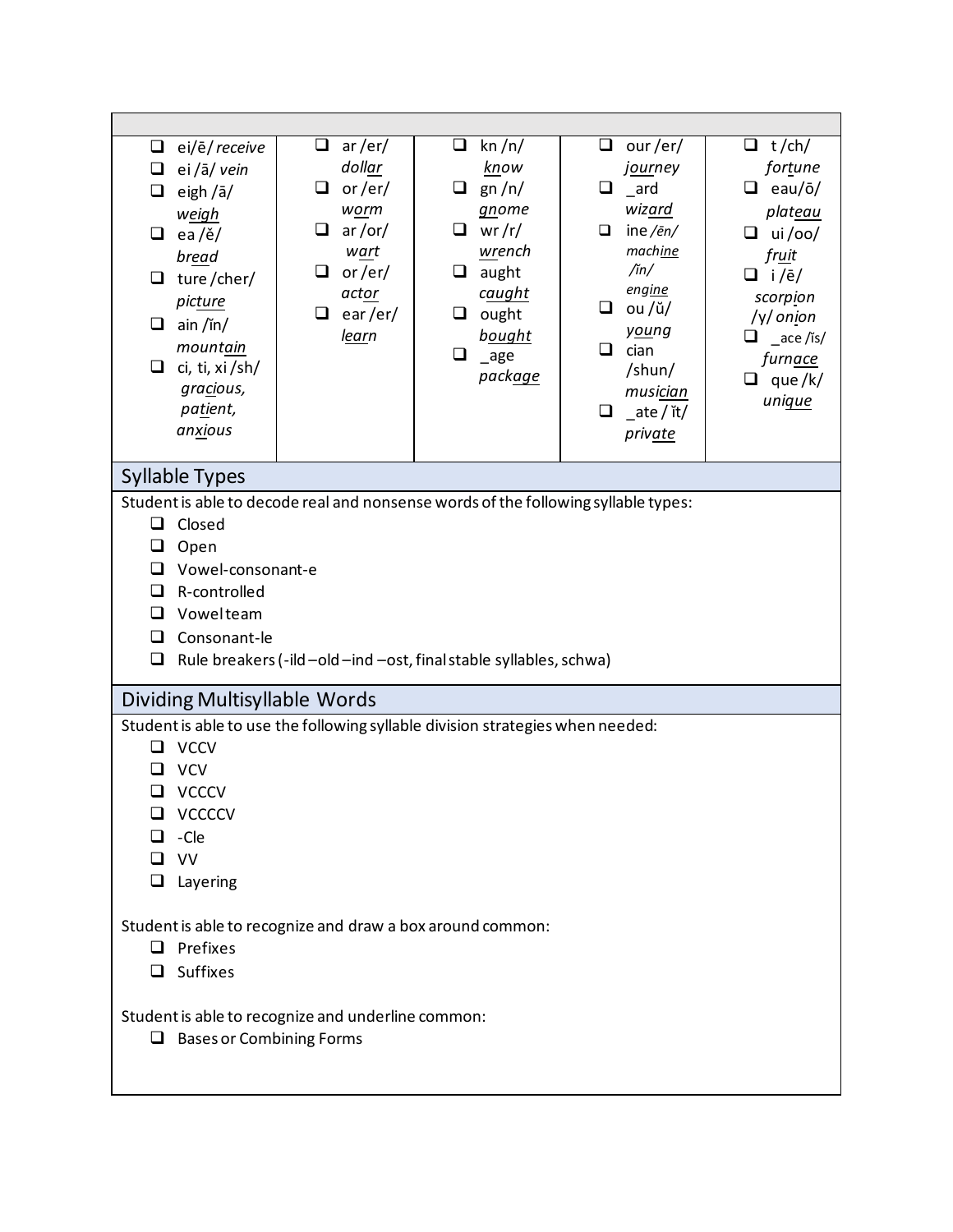| | | | | |
|---|---|---|---|---|
| ❑ ei/ē/ *receive*<br>❑ ei /ā/ *vein*<br>❑ eigh /ā/ *weigh*<br>❑ ea /ĕ/ *bread*<br>❑ ture /cher/ *picture*<br>❑ ain /ĭn/ *mountain*<br>❑ ci, ti, xi /sh/ *gracious, patient, anxious* | ❑ ar /er/ *dollar*<br>❑ or /er/ *worm*<br>❑ ar /or/ *wart*<br>❑ or /er/ *actor*<br>❑ ear /er/ *learn* | ❑ kn /n/ *know*<br>❑ gn /n/ *gnome*<br>❑ wr /r/ *wrench*<br>❑ aught *caught*<br>❑ ought *bought*<br>❑ _age *package* | ❑ our /er/ *journey*<br>❑ _ard *wizard*<br>❑ ine /ēn/ *machine* /ĭn/ *engine*<br>❑ ou /ŭ/ *young*<br>❑ cian /shun/ *musician*<br>❑ _ate / ĭt/ *private* | ❑ t /ch/ *fortune*<br>❑ eau/ō/ *plateau*<br>❑ ui /oo/ *fruit*<br>❑ i /ē/ *scorpion* /y/ *onion*<br>❑ _ace /ĭs/ *furnace*<br>❑ que /k/ *unique* |

## Syllable Types

Student is able to decode real and nonsense words of the following syllable types:

- ❑ Closed
- ❑ Open
- ❑ Vowel-consonant-e
- ❑ R-controlled
- ❑ Vowel team
- ❑ Consonant-le
- ❑ Rule breakers (-ild –old –ind –ost, final stable syllables, schwa)

## Dividing Multisyllable Words

Student is able to use the following syllable division strategies when needed:

- ❑ VCCV
- ❑ VCV
- ❑ VCCCV
- ❑ VCCCCV
- ❑ -Cle
- ❑ VV
- ❑ Layering

Student is able to recognize and draw a box around common:

- ❑ Prefixes
- ❑ Suffixes

Student is able to recognize and underline common:

- ❑ Bases or Combining Forms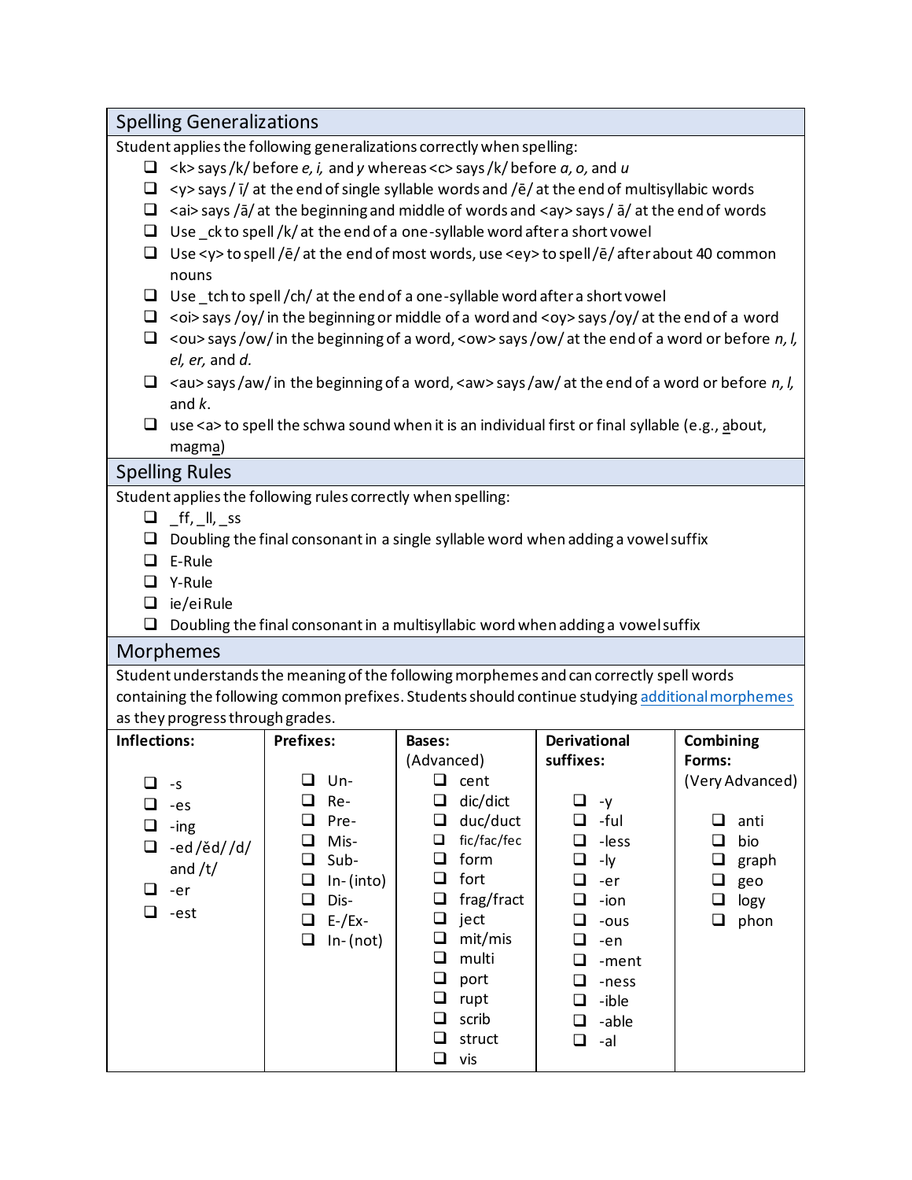## Spelling Generalizations

Student applies the following generalizations correctly when spelling:

- ❑ <k> says /k/ before *e, i,* and *y* whereas <c> says /k/ before *a, o,* and *u*
- ❑ <y> says /ī/ at the end of single syllable words and /ē/ at the end of multisyllabic words
- ❑ <ai> says /ā/ at the beginning and middle of words and <ay> says /ā/ at the end of words
- ❑ Use _ck to spell /k/ at the end of a one-syllable word after a short vowel
- ❑ Use <y> to spell /ē/ at the end of most words, use <ey> to spell /ē/ after about 40 common nouns
- ❑ Use _tch to spell /ch/ at the end of a one-syllable word after a short vowel
- ❑ <oi> says /oy/ in the beginning or middle of a word and <oy> says /oy/ at the end of a word
- ❑ <ou> says /ow/ in the beginning of a word, <ow> says /ow/ at the end of a word or before *n, l, el, er,* and *d.*
- ❑ <au> says /aw/ in the beginning of a word, <aw> says /aw/ at the end of a word or before *n, l,* and *k*.
- ❑ use <a> to spell the schwa sound when it is an individual first or final syllable (e.g., <u>a</u>bout, magm<u>a</u>)

## Spelling Rules

Student applies the following rules correctly when spelling:

- ❑ _ff, _ll, _ss
- ❑ Doubling the final consonant in a single syllable word when adding a vowel suffix
- ❑ E-Rule
- ❑ Y-Rule
- ❑ ie/ei Rule
- ❑ Doubling the final consonant in a multisyllabic word when adding a vowel suffix

## Morphemes

Student understands the meaning of the following morphemes and can correctly spell words containing the following common prefixes. Students should continue studying [additional morphemes](#) as they progress through grades.

| **Inflections:** | **Prefixes:** | **Bases:** (Advanced) | **Derivational suffixes:** | **Combining Forms:** (Very Advanced) |
|---|---|---|---|---|
| ❑ -s | ❑ Un- | ❑ cent | ❑ -y | ❑ anti |
| ❑ -es | ❑ Re- | ❑ dic/dict | ❑ -ful | ❑ bio |
| ❑ -ing | ❑ Pre- | ❑ duc/duct | ❑ -less | ❑ graph |
| ❑ -ed /ĕd/ /d/ and /t/ | ❑ Mis- | ❑ fic/fac/fec | ❑ -ly | ❑ geo |
| ❑ -er | ❑ Sub- | ❑ form | ❑ -er | ❑ logy |
| ❑ -est | ❑ In- (into) | ❑ fort | ❑ -ion | ❑ phon |
| | ❑ Dis- | ❑ frag/fract | ❑ -ous | |
| | ❑ E-/Ex- | ❑ ject | ❑ -en | |
| | ❑ In- (not) | ❑ mit/mis | ❑ -ment | |
| | | ❑ multi | ❑ -ness | |
| | | ❑ port | ❑ -ible | |
| | | ❑ rupt | ❑ -able | |
| | | ❑ scrib | ❑ -al | |
| | | ❑ struct | | |
| | | ❑ vis | | |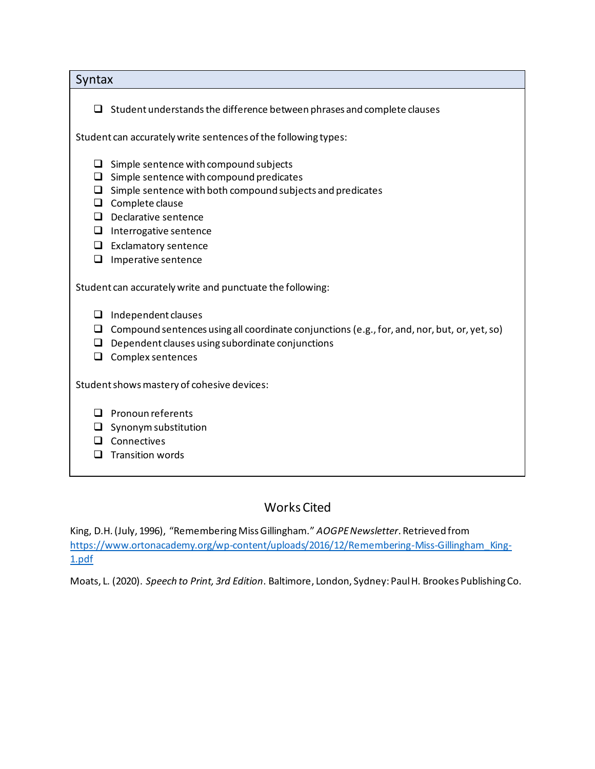## Syntax

- [ ] Student understands the difference between phrases and complete clauses

Student can accurately write sentences of the following types:

- [ ] Simple sentence with compound subjects
- [ ] Simple sentence with compound predicates
- [ ] Simple sentence with both compound subjects and predicates
- [ ] Complete clause
- [ ] Declarative sentence
- [ ] Interrogative sentence
- [ ] Exclamatory sentence
- [ ] Imperative sentence

Student can accurately write and punctuate the following:

- [ ] Independent clauses
- [ ] Compound sentences using all coordinate conjunctions (e.g., for, and, nor, but, or, yet, so)
- [ ] Dependent clauses using subordinate conjunctions
- [ ] Complex sentences

Student shows mastery of cohesive devices:

- [ ] Pronoun referents
- [ ] Synonym substitution
- [ ] Connectives
- [ ] Transition words

## Works Cited

King, D.H. (July, 1996), "Remembering Miss Gillingham." *AOGPE Newsletter*. Retrieved from https://www.ortonacademy.org/wp-content/uploads/2016/12/Remembering-Miss-Gillingham_King-1.pdf

Moats, L. (2020). *Speech to Print, 3rd Edition*. Baltimore, London, Sydney: Paul H. Brookes Publishing Co.